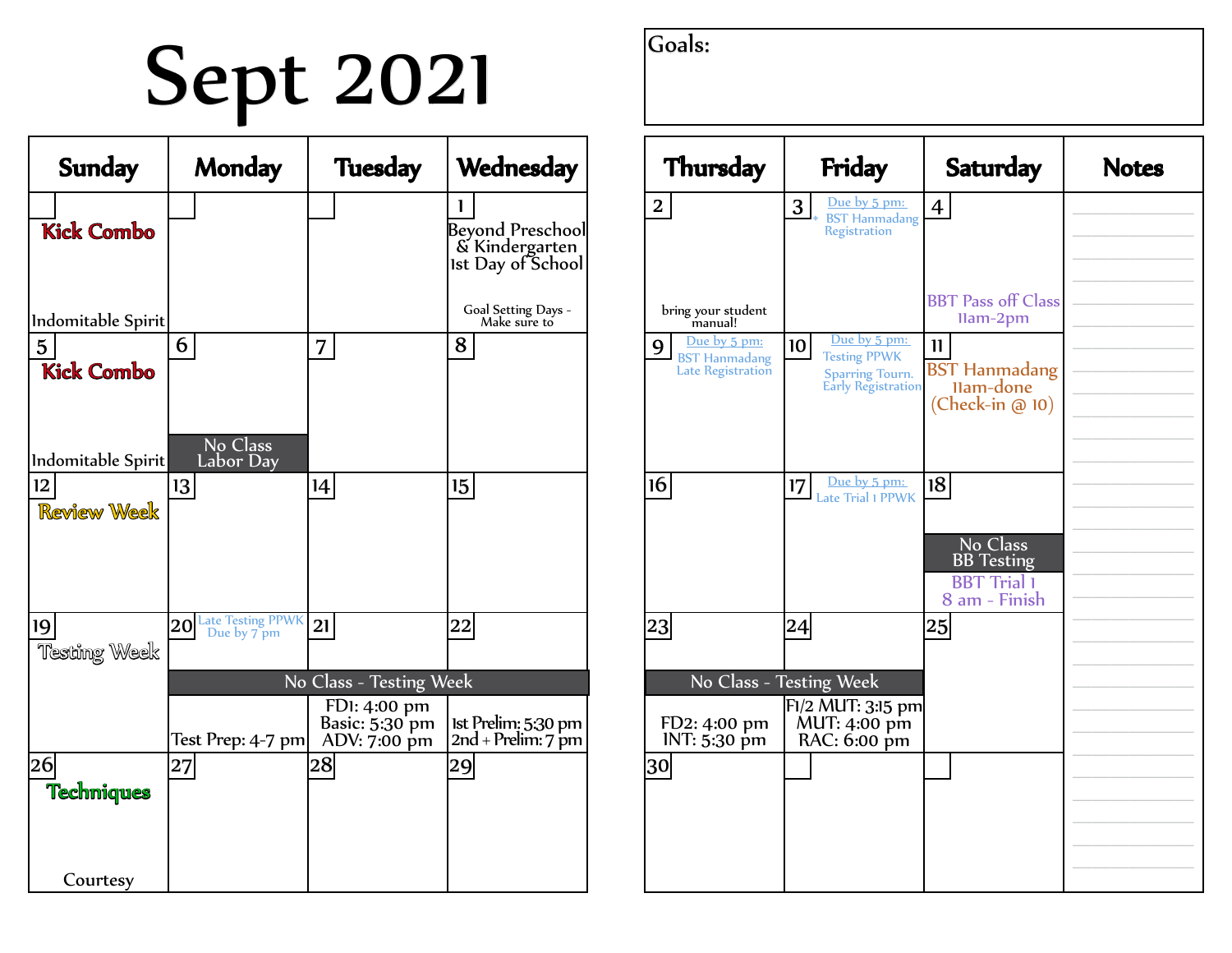# Sept 2021

**Goals:**

| Sunday | Monday | Tuesday | Wednesday | Thursday | Friday | Saturday | Notes |
|---|---|---|---|---|---|---|---|
| **Kick Combo**<br>Indomitable Spirit | | | 1<br>Beyond Preschool & Kindergarten 1st Day of School<br>Goal Setting Days - Make sure to | 2<br>bring your student manual! | 3<br>Due by 5 pm:<br>BST Hanmadang Registration | 4<br>BBT Pass off Class 11am-2pm | |
| 5<br>**Kick Combo**<br>Indomitable Spirit | 6<br>No Class<br>Labor Day | 7 | 8 | 9<br>Due by 5 pm:<br>BST Hanmadang Late Registration | 10<br>Due by 5 pm:<br>Testing PPWK<br>Sparring Tourn. Early Registration | 11<br>BST Hanmadang 11am-done (Check-in @ 10) | |
| 12<br>**Review Week** | 13 | 14 | 15 | 16 | 17<br>Due by 5 pm:<br>Late Trial 1 PPWK | 18<br>No Class<br>BB Testing<br>BBT Trial 1<br>8 am - Finish | |
| 19<br>**Testing Week** | 20<br>Late Testing PPWK Due by 7 pm<br>No Class - Testing Week<br>Test Prep: 4-7 pm | 21<br>No Class - Testing Week<br>FD1: 4:00 pm<br>Basic: 5:30 pm<br>ADV: 7:00 pm | 22<br>No Class - Testing Week<br>1st Prelim: 5:30 pm<br>2nd + Prelim: 7 pm | 23<br>No Class - Testing Week<br>FD2: 4:00 pm<br>INT: 5:30 pm | 24<br>No Class - Testing Week<br>F1/2 MUT: 3:15 pm<br>MUT: 4:00 pm<br>RAC: 6:00 pm | 25 | |
| 26<br>**Techniques**<br>Courtesy | 27 | 28 | 29 | 30 | | | |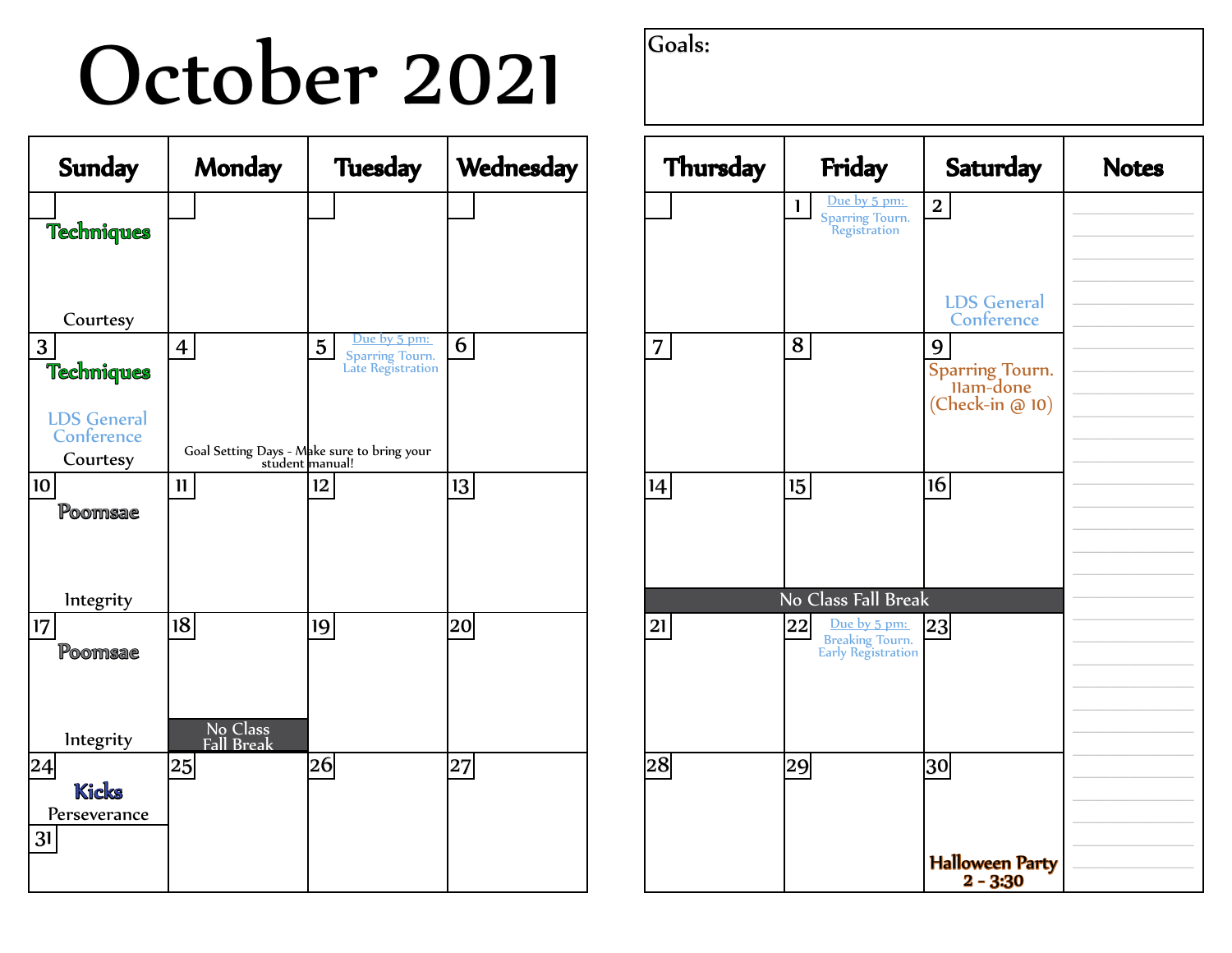# October 2021

Goals:

| Sunday | Monday | Tuesday | Wednesday | Thursday | Friday | Saturday | Notes |
|---|---|---|---|---|---|---|---|
| Techniques<br>Courtesy | | | | | 1 Due by 5 pm: Sparring Tourn. Registration | 2 LDS General Conference | |
| 3 Techniques<br>LDS General Conference<br>Courtesy | 4 Goal Setting Days - Make sure to bring your student manual! | 5 Due by 5 pm: Sparring Tourn. Late Registration | 6 | 7 | 8 | 9 Sparring Tourn. 11am-done (Check-in @ 10) | |
| 10 Poomsae<br>Integrity | 11 | 12 | 13 | 14 No Class Fall Break | 15 No Class Fall Break | 16 | |
| 17 Poomsae<br>Integrity | 18 No Class Fall Break | 19 | 20 | 21 | 22 Due by 5 pm: Breaking Tourn. Early Registration | 23 | |
| 24 Kicks<br>Perseverance<br>31 | 25 | 26 | 27 | 28 | 29 | 30 Halloween Party 2 - 3:30 | |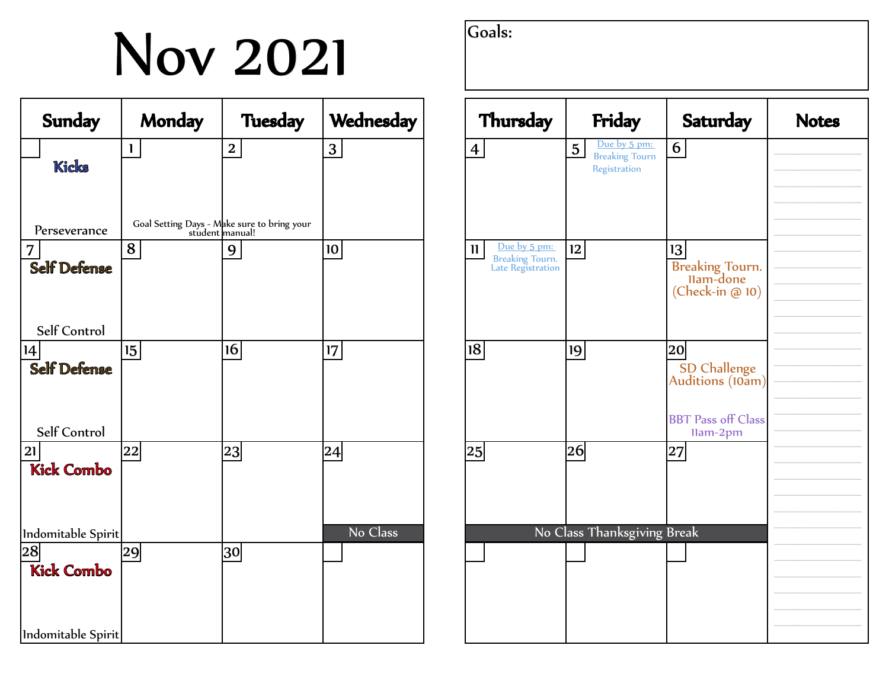# Nov 2021

**Goals:**

| Sunday | Monday | Tuesday | Wednesday | Thursday | Friday | Saturday | Notes |
|---|---|---|---|---|---|---|---|
| Kicks<br>Perseverance | 1<br>Goal Setting Days - Make sure to bring your student manual! | 2 | 3 | 4 | 5<br>Due by 5 pm:<br>Breaking Tourn Registration | 6 | |
| 7<br>Self Defense<br>Self Control | 8 | 9 | 10 | 11<br>Due by 5 pm:<br>Breaking Tourn. Late Registration | 12 | 13<br>Breaking Tourn. 11am-done (Check-in @ 10) | |
| 14<br>Self Defense<br>Self Control | 15 | 16 | 17 | 18 | 19 | 20<br>SD Challenge Auditions (10am)<br>BBT Pass off Class 11am-2pm | |
| 21<br>Kick Combo<br>Indomitable Spirit | 22 | 23 | 24<br>No Class | 25<br>No Class Thanksgiving Break | 26<br>No Class Thanksgiving Break | 27 | |
| 28<br>Kick Combo<br>Indomitable Spirit | 29 | 30 | | | | | |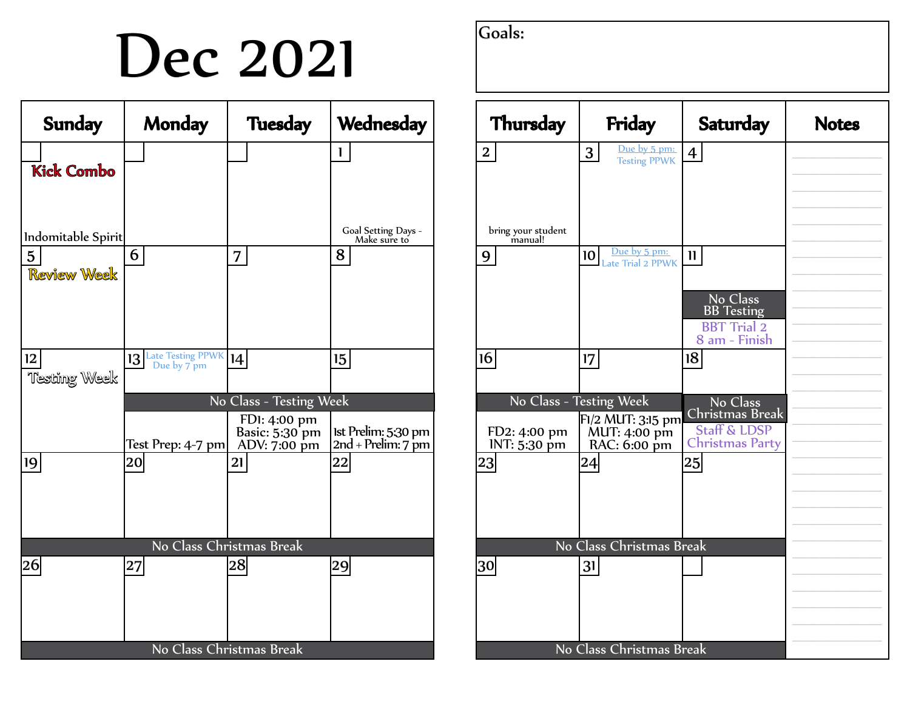# Dec 2021

Goals:

| Sunday | Monday | Tuesday | Wednesday | Thursday | Friday | Saturday | Notes |
|---|---|---|---|---|---|---|---|
| Kick Combo<br><br>Indomitable Spirit | | | 1<br><br>Goal Setting Days - Make sure to | 2<br><br>bring your student manual! | 3 Due by 5 pm: Testing PPWK | 4 | |
| 5 Review Week | 6 | 7 | 8 | 9 | 10 Due by 5 pm: Late Trial 2 PPWK | 11<br>No Class BB Testing<br>BBT Trial 2 8 am - Finish | |
| 12 Testing Week | 13 Late Testing PPWK Due by 7 pm<br>No Class - Testing Week<br>Test Prep: 4-7 pm | 14<br>No Class - Testing Week<br>FD1: 4:00 pm<br>Basic: 5:30 pm<br>ADV: 7:00 pm | 15<br>No Class - Testing Week<br>1st Prelim: 5:30 pm<br>2nd + Prelim: 7 pm | 16<br>No Class - Testing Week<br>FD2: 4:00 pm<br>INT: 5:30 pm | 17<br>No Class - Testing Week<br>F1/2 MUT: 3:15 pm<br>MUT: 4:00 pm<br>RAC: 6:00 pm | 18<br>No Class Christmas Break<br>Staff & LDSP Christmas Party | |
| 19<br>No Class Christmas Break | 20<br>No Class Christmas Break | 21<br>No Class Christmas Break | 22<br>No Class Christmas Break | 23<br>No Class Christmas Break | 24<br>No Class Christmas Break | 25<br>No Class Christmas Break | |
| 26<br>No Class Christmas Break | 27<br>No Class Christmas Break | 28<br>No Class Christmas Break | 29<br>No Class Christmas Break | 30<br>No Class Christmas Break | 31<br>No Class Christmas Break | | |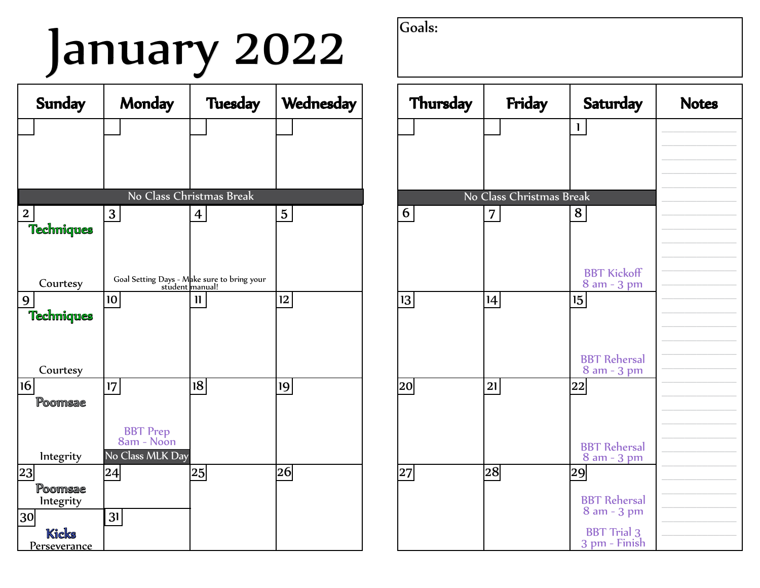# January 2022

Goals:

| Sunday | Monday | Tuesday | Wednesday | Thursday | Friday | Saturday | Notes |
|---|---|---|---|---|---|---|---|
| | | | | | | 1 | |
| No Class Christmas Break | No Class Christmas Break | No Class Christmas Break | No Class Christmas Break | No Class Christmas Break | No Class Christmas Break | No Class Christmas Break | |
| 2 Techniques Courtesy | 3 Goal Setting Days - Make sure to bring your student manual! | 4 Goal Setting Days - Make sure to bring your student manual! | 5 | 6 | 7 | 8 BBT Kickoff 8 am - 3 pm | |
| 9 Techniques Courtesy | 10 | 11 | 12 | 13 | 14 | 15 BBT Rehersal 8 am - 3 pm | |
| 16 Poomsae Integrity | 17 BBT Prep 8am - Noon No Class MLK Day | 18 | 19 | 20 | 21 | 22 BBT Rehersal 8 am - 3 pm | |
| 23 Poomsae Integrity | 24 | 25 | 26 | 27 | 28 | 29 BBT Rehersal 8 am - 3 pm BBT Trial 3 3 pm - Finish | |
| 30 Kicks Perseverance | 31 | | | | | | |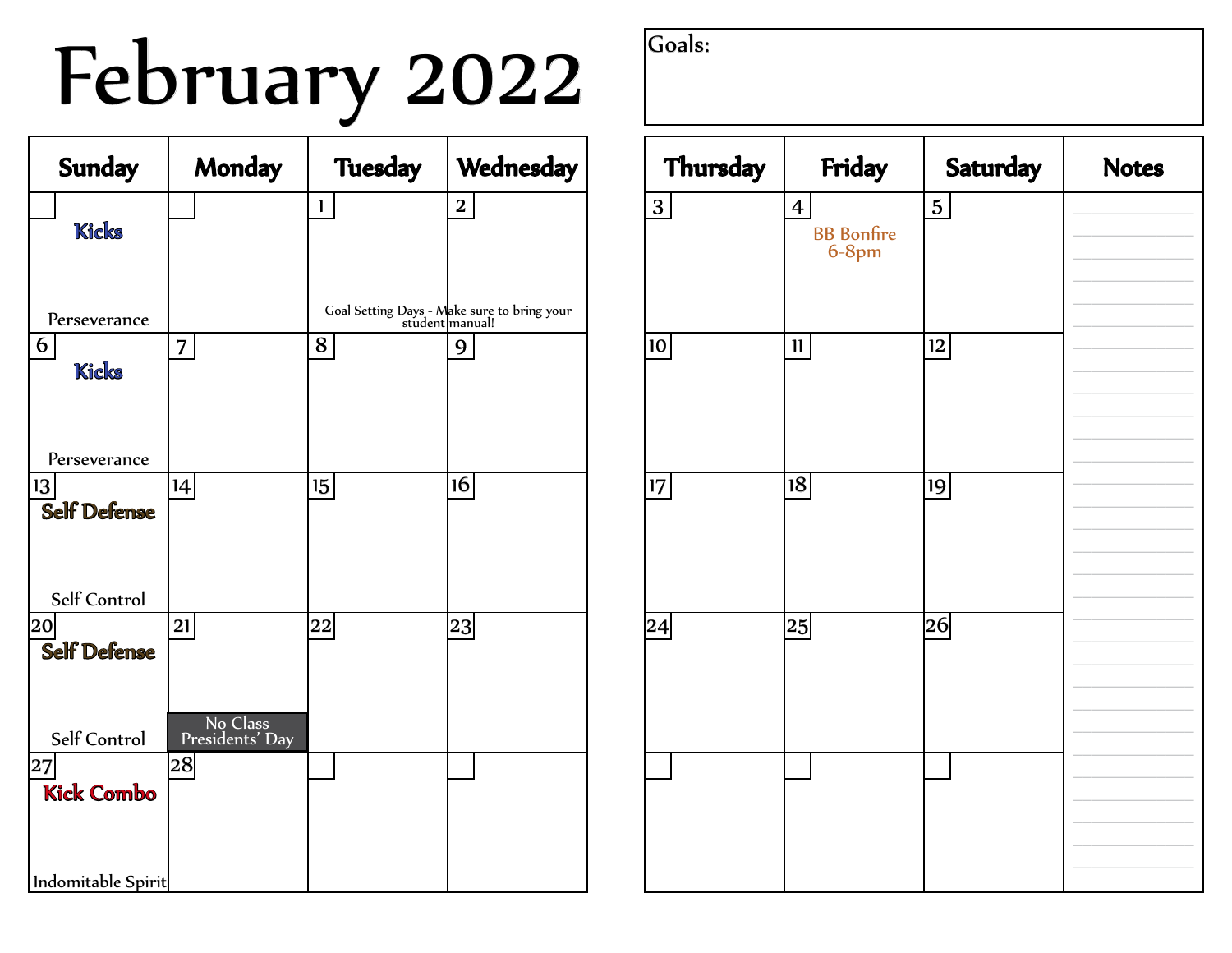# February 2022

Goals:

| Sunday | Monday | Tuesday | Wednesday | Thursday | Friday | Saturday |
| --- | --- | --- | --- | --- | --- | --- |
| Kicks<br>Perseverance | | 1<br>Goal Setting Days - Make sure to bring your student manual! | 2<br>Goal Setting Days - Make sure to bring your student manual! | 3 | 4<br>BB Bonfire 6-8pm | 5 |
| 6<br>Kicks<br>Perseverance | 7 | 8 | 9 | 10 | 11 | 12 |
| 13<br>Self Defense<br>Self Control | 14 | 15 | 16 | 17 | 18 | 19 |
| 20<br>Self Defense<br>Self Control | 21<br>No Class Presidents' Day | 22 | 23 | 24 | 25 | 26 |
| 27<br>Kick Combo<br>Indomitable Spirit | 28 | | | | | |

Notes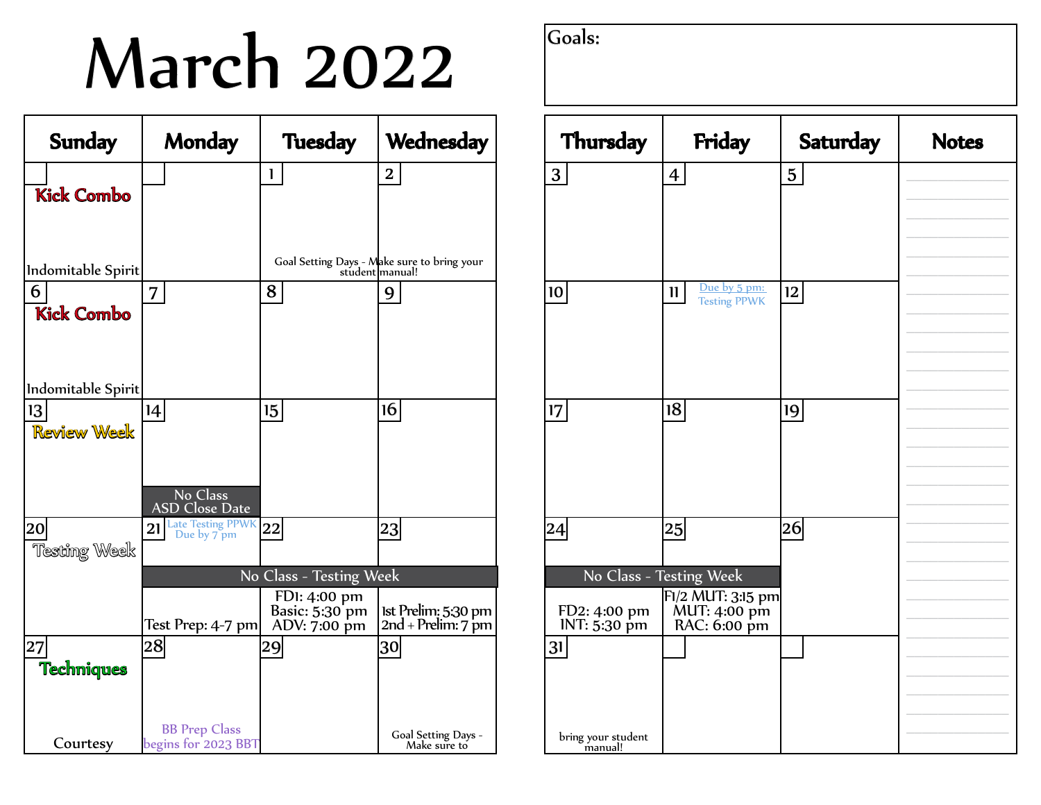# March 2022

**Goals:**

| Sunday | Monday | Tuesday | Wednesday | Thursday | Friday | Saturday | Notes |
|---|---|---|---|---|---|---|---|
| Kick Combo<br>Indomitable Spirit | | 1<br>Goal Setting Days - Make sure to bring your student manual! | 2 | 3 | 4 | 5 | |
| 6<br>Kick Combo<br>Indomitable Spirit | 7 | 8 | 9 | 10 | 11<br>Due by 5 pm:<br>Testing PPWK | 12 | |
| 13<br>Review Week | 14<br>No Class<br>ASD Close Date | 15 | 16 | 17 | 18 | 19 | |
| 20<br>Testing Week | 21<br>Late Testing PPWK<br>Due by 7 pm<br>No Class - Testing Week<br>Test Prep: 4-7 pm | 22<br>No Class - Testing Week<br>FD1: 4:00 pm<br>Basic: 5:30 pm<br>ADV: 7:00 pm | 23<br>No Class - Testing Week<br>1st Prelim: 5:30 pm<br>2nd + Prelim: 7 pm | 24<br>No Class - Testing Week<br>FD2: 4:00 pm<br>INT: 5:30 pm | 25<br>No Class - Testing Week<br>F1/2 MUT: 3:15 pm<br>MUT: 4:00 pm<br>RAC: 6:00 pm | 26 | |
| 27<br>Techniques<br>Courtesy | 28<br>BB Prep Class begins for 2023 BBT | 29 | 30<br>Goal Setting Days - Make sure to | 31<br>bring your student manual! | | | |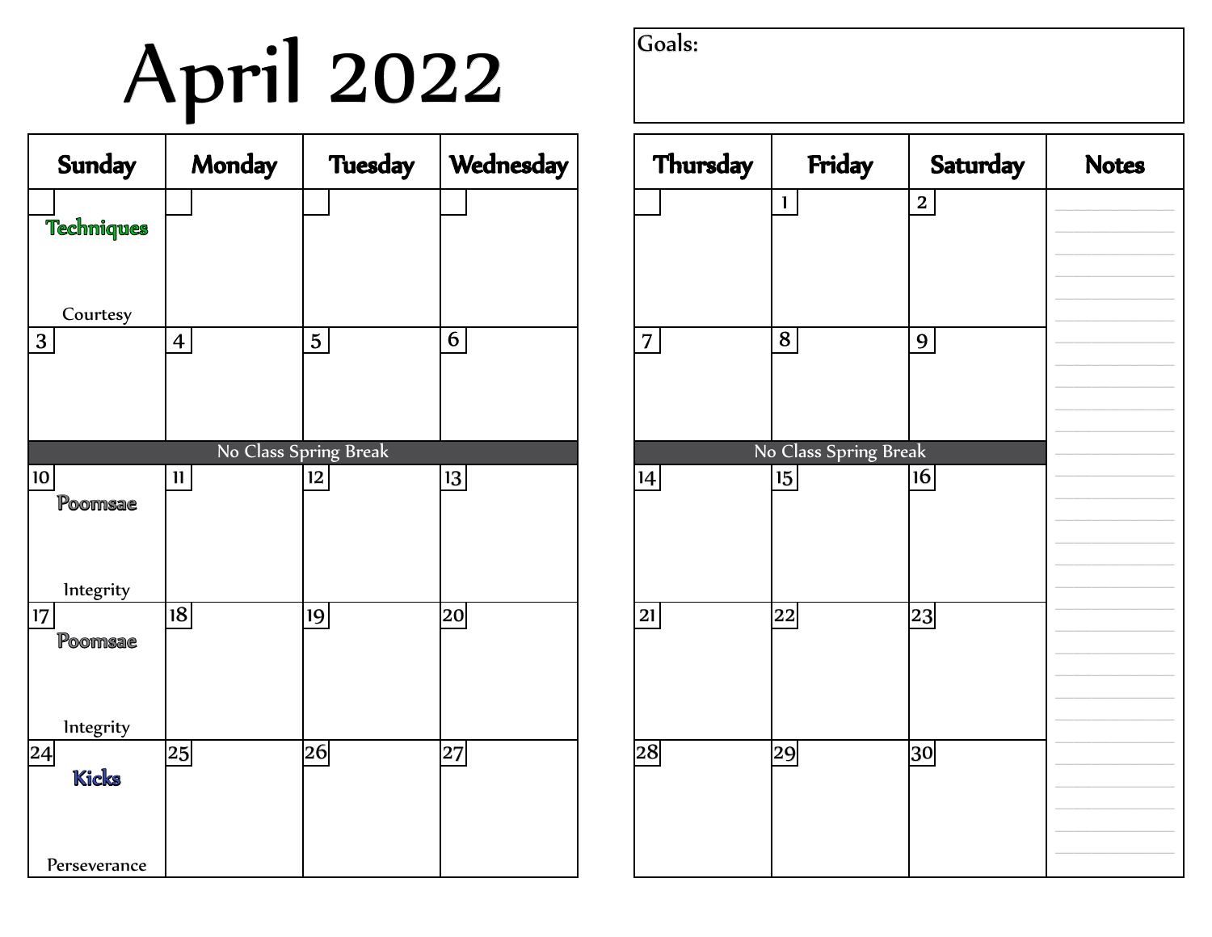# April 2022

Goals:

| Sunday | Monday | Tuesday | Wednesday | Thursday | Friday | Saturday | Notes |
|---|---|---|---|---|---|---|---|
| Techniques Courtesy | | | | | 1 | 2 | |
| 3 | 4 | 5 | 6 | 7 | 8 | 9 | |
| No Class Spring Break | | | | No Class Spring Break | | | |
| 10 Poomsae Integrity | 11 | 12 | 13 | 14 | 15 | 16 | |
| 17 Poomsae Integrity | 18 | 19 | 20 | 21 | 22 | 23 | |
| 24 Kicks Perseverance | 25 | 26 | 27 | 28 | 29 | 30 | |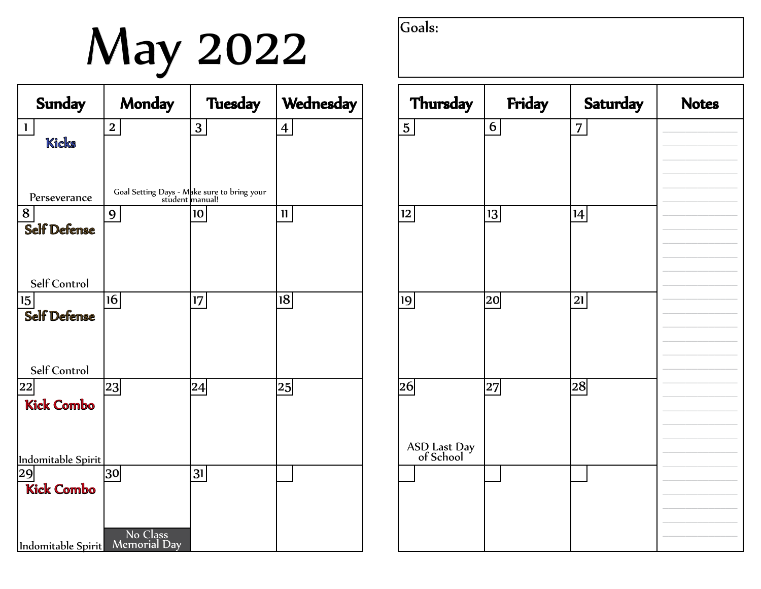# May 2022

Goals:

| Sunday | Monday | Tuesday | Wednesday | Thursday | Friday | Saturday |
|---|---|---|---|---|---|---|
| 1 Kicks Perseverance | 2 Goal Setting Days - Make sure to bring your student manual! | 3 | 4 | 5 | 6 | 7 |
| 8 Self Defense Self Control | 9 | 10 | 11 | 12 | 13 | 14 |
| 15 Self Defense Self Control | 16 | 17 | 18 | 19 | 20 | 21 |
| 22 Kick Combo Indomitable Spirit | 23 | 24 | 25 | 26 ASD Last Day of School | 27 | 28 |
| 29 Kick Combo Indomitable Spirit | 30 No Class Memorial Day | 31 | | | | |

Notes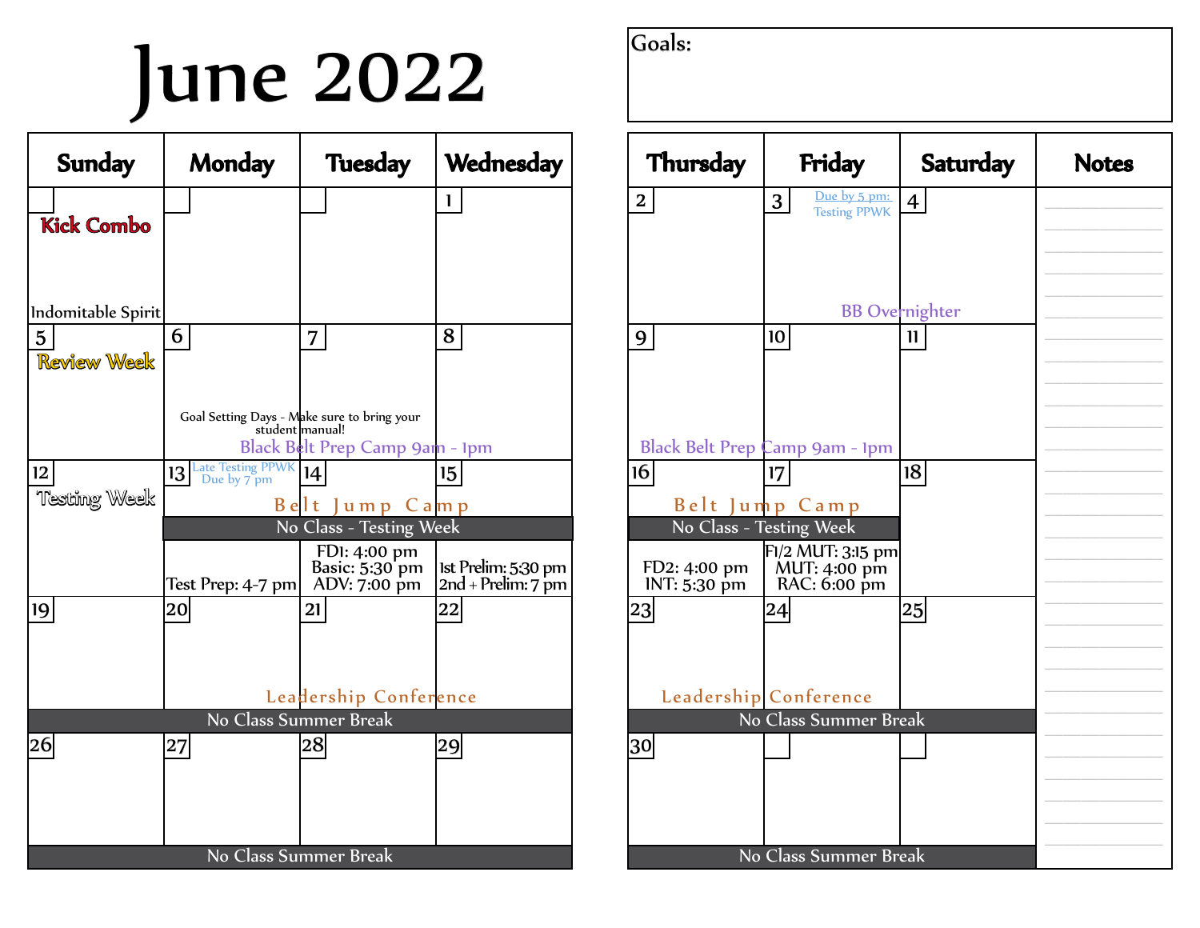# June 2022

**Goals:**

| Sunday | Monday | Tuesday | Wednesday | Thursday | Friday | Saturday | Notes |
|---|---|---|---|---|---|---|---|
| Kick Combo<br>Indomitable Spirit | | | 1 | 2 | 3 Due by 5 pm: Testing PPWK<br>BB Overnighter | 4 | |
| 5 Review Week | 6 Goal Setting Days - Make sure to bring your student manual! | 7 Black Belt Prep Camp 9am - 1pm | 8 | 9 Black Belt Prep Camp 9am - 1pm | 10 | 11 | |
| 12 Testing Week | 13 Late Testing PPWK Due by 7 pm<br>Belt Jump Camp<br>No Class - Testing Week<br>Test Prep: 4-7 pm | 14<br>FD1: 4:00 pm<br>Basic: 5:30 pm<br>ADV: 7:00 pm | 15<br>1st Prelim: 5:30 pm<br>2nd + Prelim: 7 pm | 16 Belt Jump Camp<br>No Class - Testing Week<br>FD2: 4:00 pm<br>INT: 5:30 pm | 17<br>F1/2 MUT: 3:15 pm<br>MUT: 4:00 pm<br>RAC: 6:00 pm | 18 | |
| 19<br>No Class Summer Break | 20 | 21 Leadership Conference | 22 | 23 Leadership Conference<br>No Class Summer Break | 24 | 25 | |
| 26<br>No Class Summer Break | 27 | 28 | 29 | 30<br>No Class Summer Break | | | |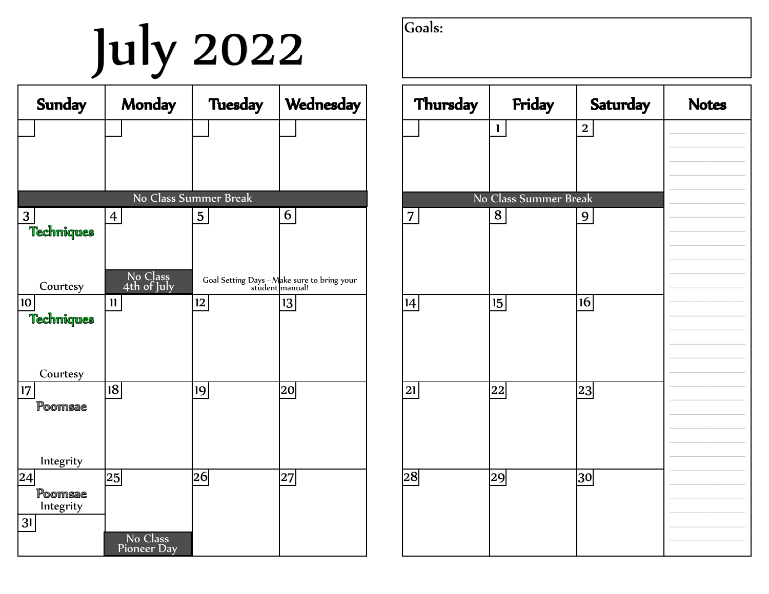# July 2022

Goals:

| Sunday | Monday | Tuesday | Wednesday | Thursday | Friday | Saturday | Notes |
|---|---|---|---|---|---|---|---|
| | | | | | 1 | 2 | |
| No Class Summer Break | No Class Summer Break | No Class Summer Break | No Class Summer Break | No Class Summer Break | No Class Summer Break | No Class Summer Break | |
| 3 Techniques Courtesy | 4 No Class 4th of July | 5 Goal Setting Days - Make sure to bring your student manual! | 6 Goal Setting Days - Make sure to bring your student manual! | 7 | 8 | 9 | |
| 10 Techniques Courtesy | 11 | 12 | 13 | 14 | 15 | 16 | |
| 17 Poomsae Integrity | 18 | 19 | 20 | 21 | 22 | 23 | |
| 24 Poomsae Integrity / 31 | 25 No Class Pioneer Day | 26 | 27 | 28 | 29 | 30 | |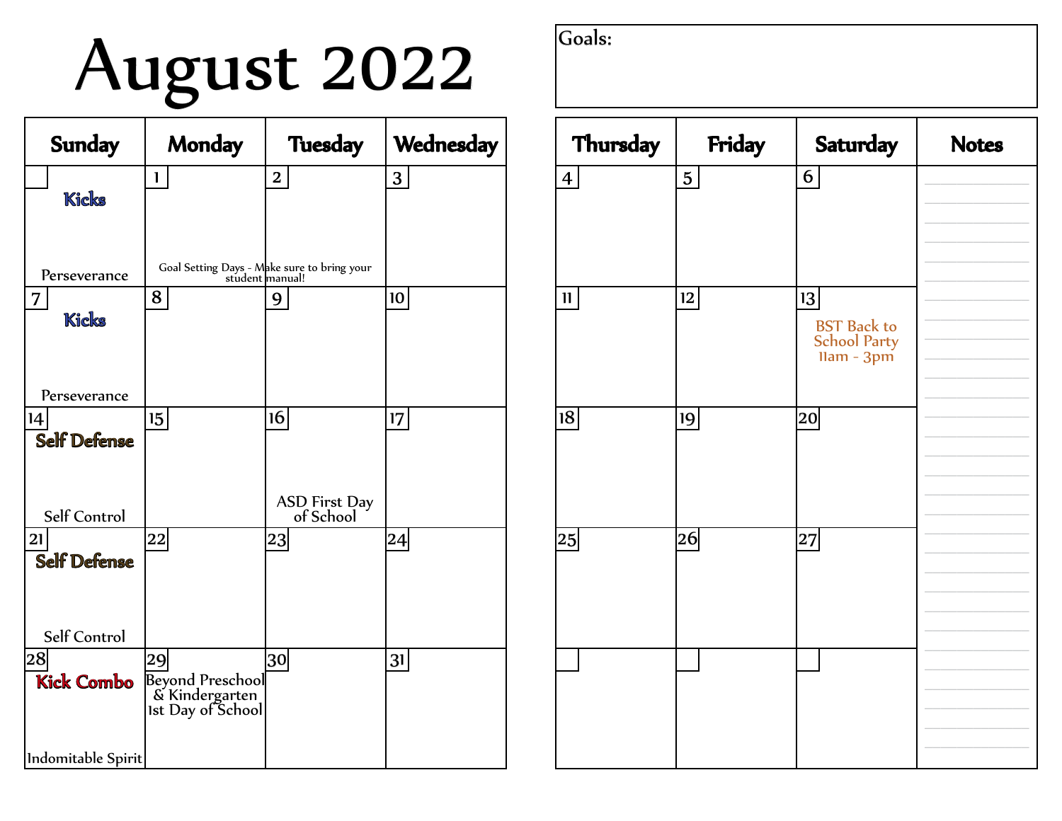# August 2022

Goals:

| Sunday | Monday | Tuesday | Wednesday | Thursday | Friday | Saturday | Notes |
|---|---|---|---|---|---|---|---|
| Kicks<br>Perseverance | 1<br>Goal Setting Days - Make sure to bring your student manual! | 2 | 3 | 4 | 5 | 6 | |
| 7<br>Kicks<br>Perseverance | 8 | 9 | 10 | 11 | 12 | 13<br>BST Back to School Party 11am - 3pm | |
| 14<br>Self Defense<br>Self Control | 15 | 16<br>ASD First Day of School | 17 | 18 | 19 | 20 | |
| 21<br>Self Defense<br>Self Control | 22 | 23 | 24 | 25 | 26 | 27 | |
| 28<br>Kick Combo<br>Indomitable Spirit | 29<br>Beyond Preschool & Kindergarten 1st Day of School | 30 | 31 | | | | |